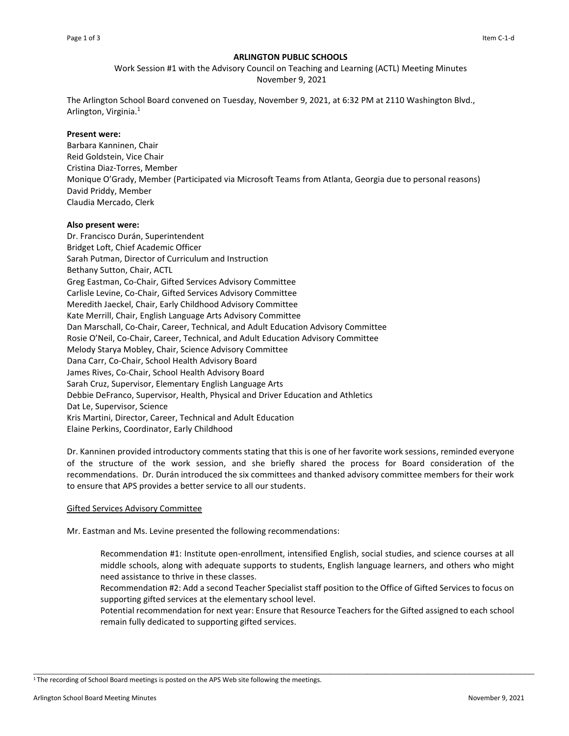**ARLINGTON PUBLIC SCHOOLS**

Work Session #1 with the Advisory Council on Teaching and Learning (ACTL) Meeting Minutes
November 9, 2021

The Arlington School Board convened on Tuesday, November 9, 2021, at 6:32 PM at 2110 Washington Blvd., Arlington, Virginia.[1]

**Present were:**
Barbara Kanninen, Chair
Reid Goldstein, Vice Chair
Cristina Diaz-Torres, Member
Monique O'Grady, Member (Participated via Microsoft Teams from Atlanta, Georgia due to personal reasons)
David Priddy, Member
Claudia Mercado, Clerk

**Also present were:**
Dr. Francisco Durán, Superintendent
Bridget Loft, Chief Academic Officer
Sarah Putman, Director of Curriculum and Instruction
Bethany Sutton, Chair, ACTL
Greg Eastman, Co-Chair, Gifted Services Advisory Committee
Carlisle Levine, Co-Chair, Gifted Services Advisory Committee
Meredith Jaeckel, Chair, Early Childhood Advisory Committee
Kate Merrill, Chair, English Language Arts Advisory Committee
Dan Marschall, Co-Chair, Career, Technical, and Adult Education Advisory Committee
Rosie O'Neil, Co-Chair, Career, Technical, and Adult Education Advisory Committee
Melody Starya Mobley, Chair, Science Advisory Committee
Dana Carr, Co-Chair, School Health Advisory Board
James Rives, Co-Chair, School Health Advisory Board
Sarah Cruz, Supervisor, Elementary English Language Arts
Debbie DeFranco, Supervisor, Health, Physical and Driver Education and Athletics
Dat Le, Supervisor, Science
Kris Martini, Director, Career, Technical and Adult Education
Elaine Perkins, Coordinator, Early Childhood

Dr. Kanninen provided introductory comments stating that this is one of her favorite work sessions, reminded everyone of the structure of the work session, and she briefly shared the process for Board consideration of the recommendations. Dr. Durán introduced the six committees and thanked advisory committee members for their work to ensure that APS provides a better service to all our students.

Gifted Services Advisory Committee

Mr. Eastman and Ms. Levine presented the following recommendations:

> Recommendation #1: Institute open-enrollment, intensified English, social studies, and science courses at all middle schools, along with adequate supports to students, English language learners, and others who might need assistance to thrive in these classes.
> Recommendation #2: Add a second Teacher Specialist staff position to the Office of Gifted Services to focus on supporting gifted services at the elementary school level.
> Potential recommendation for next year: Ensure that Resource Teachers for the Gifted assigned to each school remain fully dedicated to supporting gifted services.

[1] The recording of School Board meetings is posted on the APS Web site following the meetings.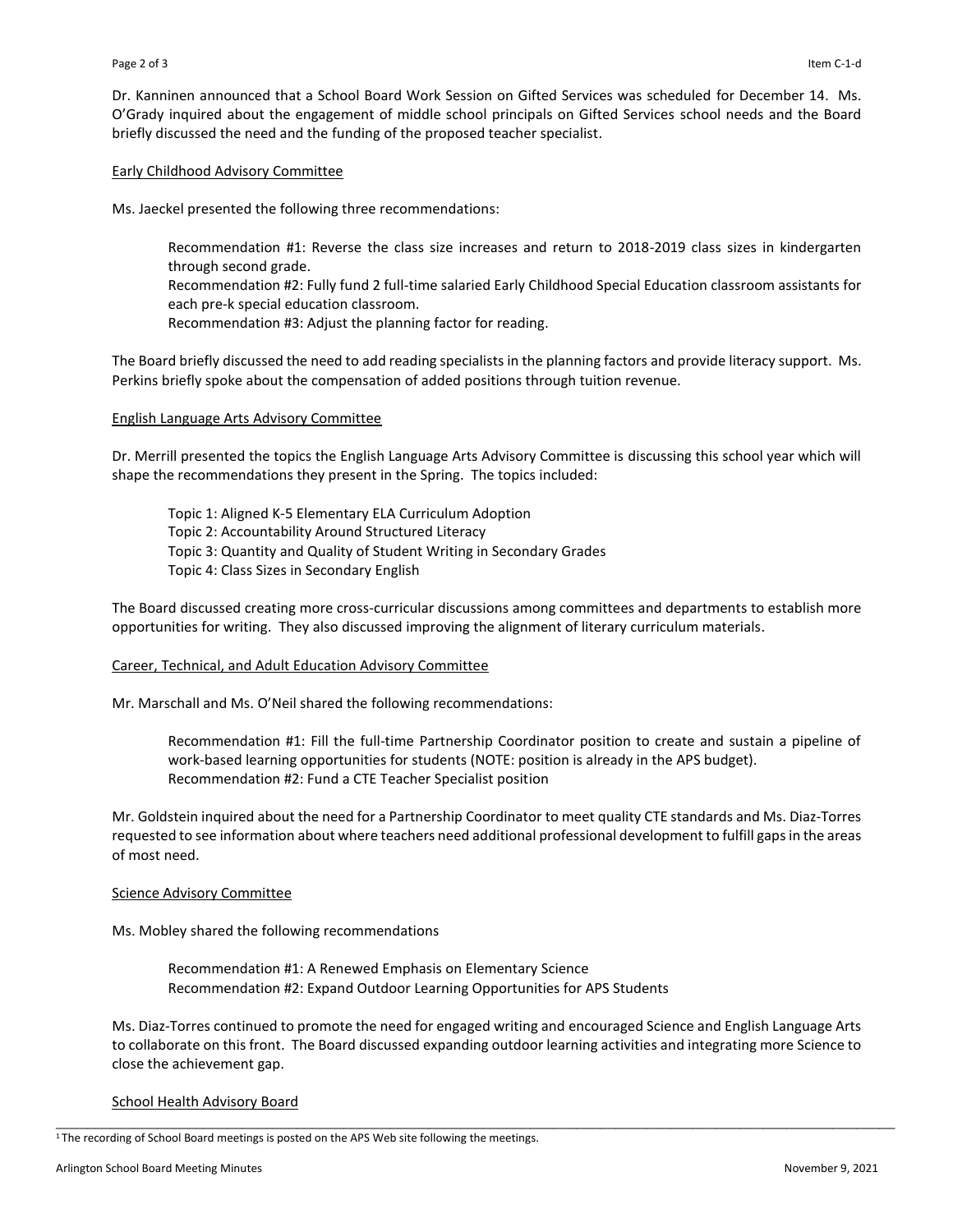Dr. Kanninen announced that a School Board Work Session on Gifted Services was scheduled for December 14. Ms. O'Grady inquired about the engagement of middle school principals on Gifted Services school needs and the Board briefly discussed the need and the funding of the proposed teacher specialist.

Early Childhood Advisory Committee

Ms. Jaeckel presented the following three recommendations:

> Recommendation #1: Reverse the class size increases and return to 2018-2019 class sizes in kindergarten through second grade.
> Recommendation #2: Fully fund 2 full-time salaried Early Childhood Special Education classroom assistants for each pre-k special education classroom.
> Recommendation #3: Adjust the planning factor for reading.

The Board briefly discussed the need to add reading specialists in the planning factors and provide literacy support. Ms. Perkins briefly spoke about the compensation of added positions through tuition revenue.

English Language Arts Advisory Committee

Dr. Merrill presented the topics the English Language Arts Advisory Committee is discussing this school year which will shape the recommendations they present in the Spring. The topics included:

> Topic 1: Aligned K-5 Elementary ELA Curriculum Adoption
> Topic 2: Accountability Around Structured Literacy
> Topic 3: Quantity and Quality of Student Writing in Secondary Grades
> Topic 4: Class Sizes in Secondary English

The Board discussed creating more cross-curricular discussions among committees and departments to establish more opportunities for writing. They also discussed improving the alignment of literary curriculum materials.

Career, Technical, and Adult Education Advisory Committee

Mr. Marschall and Ms. O'Neil shared the following recommendations:

> Recommendation #1: Fill the full-time Partnership Coordinator position to create and sustain a pipeline of work-based learning opportunities for students (NOTE: position is already in the APS budget).
> Recommendation #2: Fund a CTE Teacher Specialist position

Mr. Goldstein inquired about the need for a Partnership Coordinator to meet quality CTE standards and Ms. Diaz-Torres requested to see information about where teachers need additional professional development to fulfill gaps in the areas of most need.

Science Advisory Committee

Ms. Mobley shared the following recommendations

> Recommendation #1: A Renewed Emphasis on Elementary Science
> Recommendation #2: Expand Outdoor Learning Opportunities for APS Students

Ms. Diaz-Torres continued to promote the need for engaged writing and encouraged Science and English Language Arts to collaborate on this front. The Board discussed expanding outdoor learning activities and integrating more Science to close the achievement gap.

School Health Advisory Board

[1] The recording of School Board meetings is posted on the APS Web site following the meetings.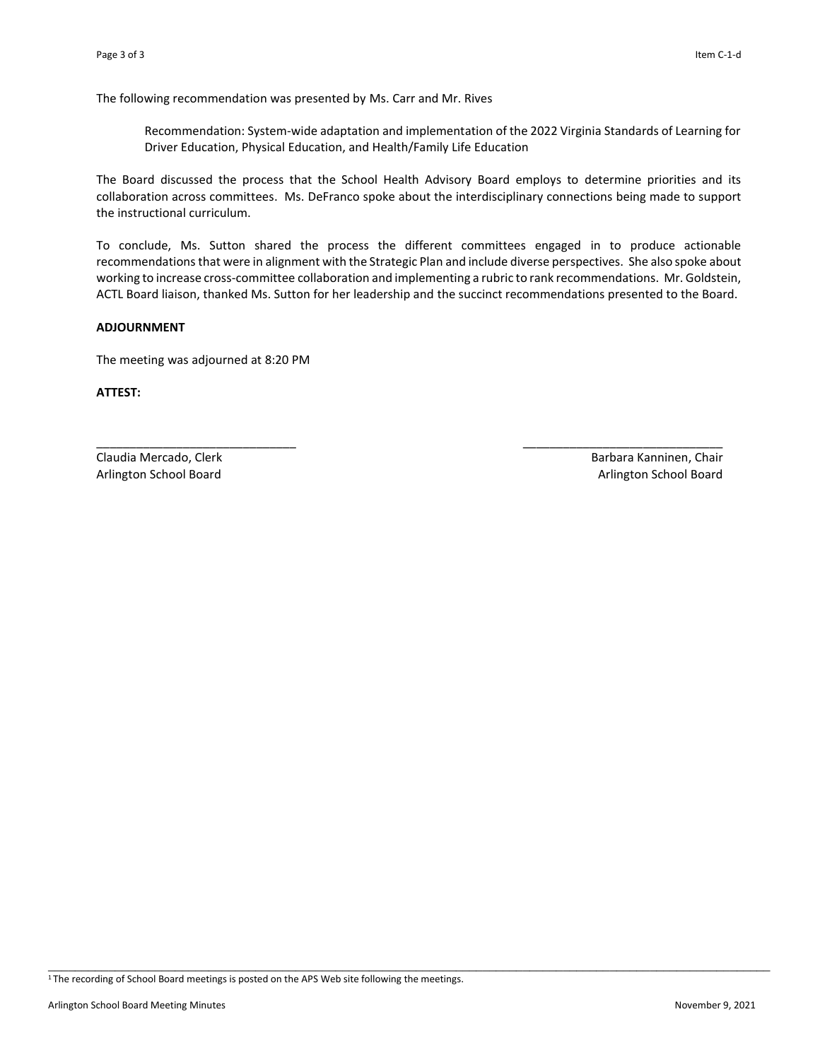The following recommendation was presented by Ms. Carr and Mr. Rives

> Recommendation: System-wide adaptation and implementation of the 2022 Virginia Standards of Learning for Driver Education, Physical Education, and Health/Family Life Education

The Board discussed the process that the School Health Advisory Board employs to determine priorities and its collaboration across committees. Ms. DeFranco spoke about the interdisciplinary connections being made to support the instructional curriculum.

To conclude, Ms. Sutton shared the process the different committees engaged in to produce actionable recommendations that were in alignment with the Strategic Plan and include diverse perspectives. She also spoke about working to increase cross-committee collaboration and implementing a rubric to rank recommendations. Mr. Goldstein, ACTL Board liaison, thanked Ms. Sutton for her leadership and the succinct recommendations presented to the Board.

**ADJOURNMENT**

The meeting was adjourned at 8:20 PM

**ATTEST:**

| | |
|---|---|
| ______________________________ | ______________________________ |
| Claudia Mercado, Clerk | Barbara Kanninen, Chair |
| Arlington School Board | Arlington School Board |

[1] The recording of School Board meetings is posted on the APS Web site following the meetings.